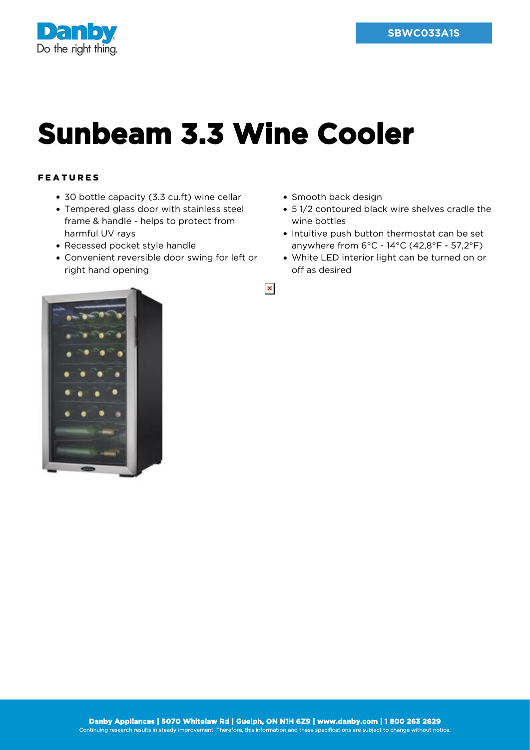SBWC033A1S

# Sunbeam 3.3 Wine Cooler

### FEATURES

- 30 bottle capacity (3.3 cu.ft) wine cellar
- Tempered glass door with stainless steel frame & handle - helps to protect from harmful UV rays
- Recessed pocket style handle
- Convenient reversible door swing for left or right hand opening
- Smooth back design
- 5 1/2 contoured black wire shelves cradle the wine bottles
- Intuitive push button thermostat can be set anywhere from 6°C - 14°C (42,8°F - 57,2°F)
- White LED interior light can be turned on or off as desired

Danby Appliances | 5070 Whitelaw Rd | Guelph, ON N1H 6Z9 | www.danby.com | 1 800 263 2629
Continuing research results in steady improvement. Therefore, this information and these specifications are subject to change without notice.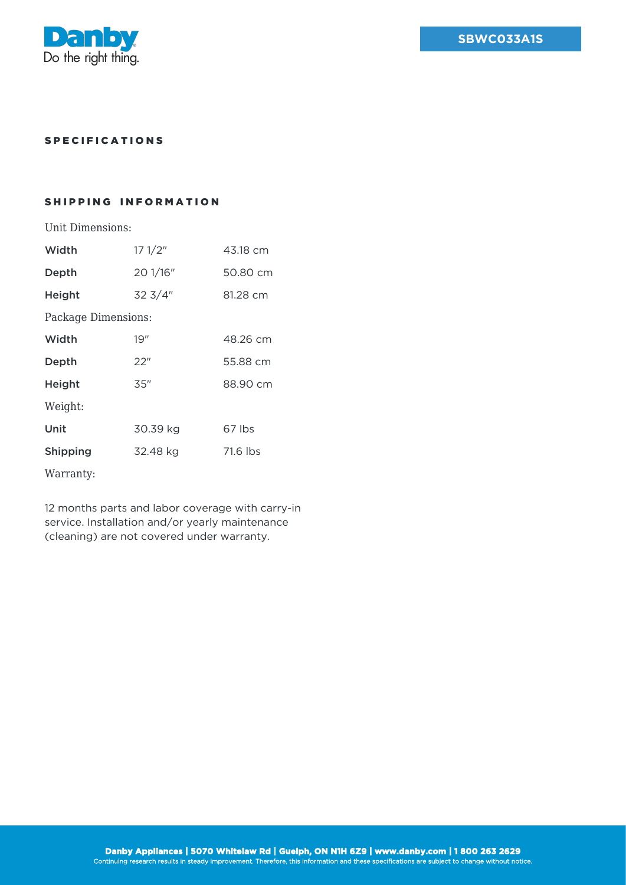SBWC033A1S

## SPECIFICATIONS

### SHIPPING INFORMATION

Unit Dimensions:

| | | |
|---|---|---|
| **Width** | 17 1/2″ | 43.18 cm |
| **Depth** | 20 1/16″ | 50.80 cm |
| **Height** | 32 3/4″ | 81.28 cm |

Package Dimensions:

| | | |
|---|---|---|
| **Width** | 19″ | 48.26 cm |
| **Depth** | 22″ | 55.88 cm |
| **Height** | 35″ | 88.90 cm |

Weight:

| | | |
|---|---|---|
| **Unit** | 30.39 kg | 67 lbs |
| **Shipping** | 32.48 kg | 71.6 lbs |

Warranty:

12 months parts and labor coverage with carry-in service. Installation and/or yearly maintenance (cleaning) are not covered under warranty.

**Danby Appliances | 5070 Whitelaw Rd | Guelph, ON N1H 6Z9 | www.danby.com | 1 800 263 2629**
Continuing research results in steady improvement. Therefore, this information and these specifications are subject to change without notice.